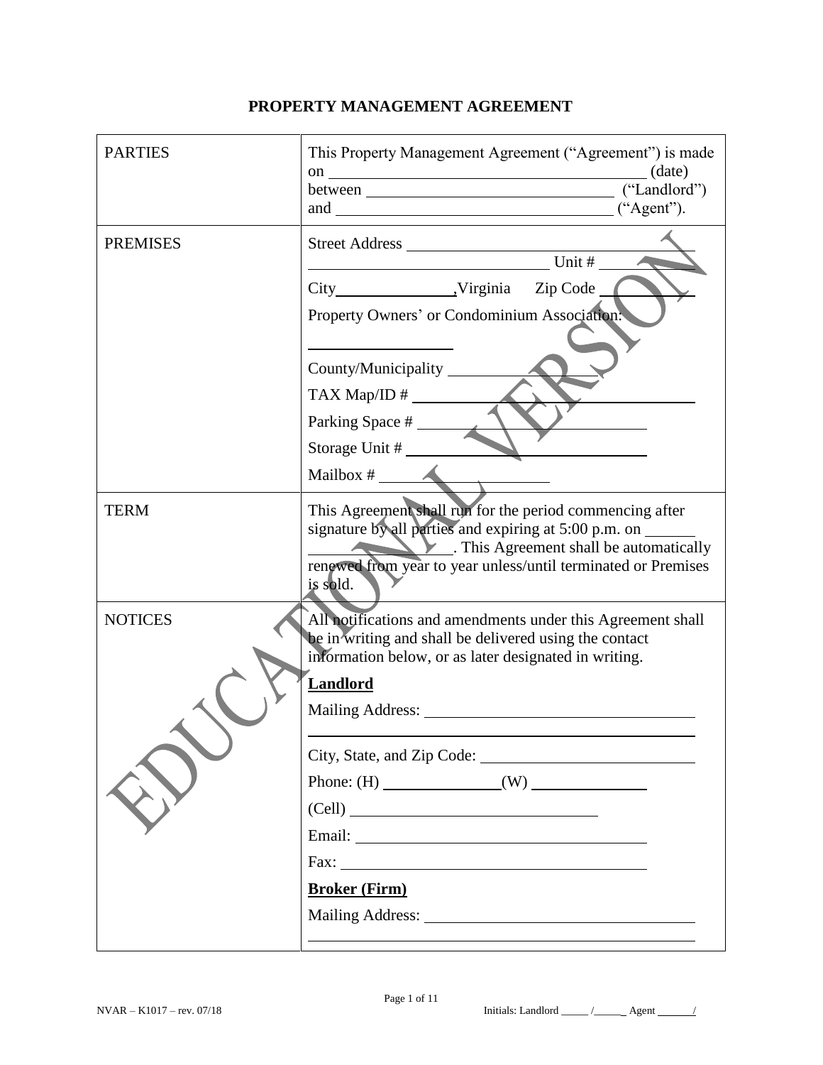# PROPERTY MANAGEMENT AGREEMENT

| | |
|---|---|
| PARTIES | This Property Management Agreement ("Agreement") is made on ______________________ (date) between ______________________ ("Landlord") and ______________________ ("Agent"). |
| PREMISES | Street Address ______________________<br>______________________ Unit # ________<br>City______________,Virginia Zip Code ________<br>Property Owners' or Condominium Association:<br>______________<br>County/Municipality ______________<br>TAX Map/ID # ______________________<br>Parking Space # ______________________<br>Storage Unit # ______________________<br>Mailbox # ______________ |
| TERM | This Agreement shall run for the period commencing after signature by all parties and expiring at 5:00 p.m. on ______________. This Agreement shall be automatically renewed from year to year unless/until terminated or Premises is sold. |
| NOTICES | All notifications and amendments under this Agreement shall be in writing and shall be delivered using the contact information below, or as later designated in writing.<br>**Landlord**<br>Mailing Address: ______________________<br>______________________<br>City, State, and Zip Code: ______________________<br>Phone: (H) ______________(W) ______________<br>(Cell) ______________________<br>Email: ______________________<br>Fax: ______________________<br>**Broker (Firm)**<br>Mailing Address: ______________________<br>______________________ |

Initials: Landlord _____ /_____ Agent _____/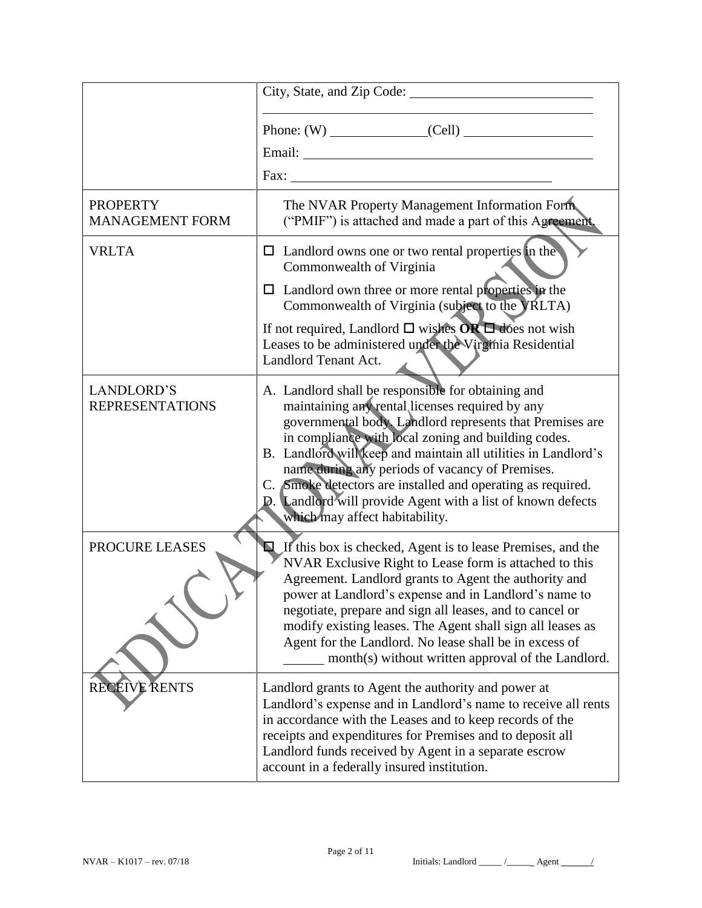| | |
|---|---|
| | City, State, and Zip Code: ____________________<br>____________________<br>Phone: (W) ____________(Cell) ______________<br>Email: ____________________<br>Fax: ____________________ |
| PROPERTY MANAGEMENT FORM | The NVAR Property Management Information Form ("PMIF") is attached and made a part of this Agreement. |
| VRLTA | ☐ Landlord owns one or two rental properties in the Commonwealth of Virginia<br>☐ Landlord own three or more rental properties in the Commonwealth of Virginia (subject to the VRLTA)<br>If not required, Landlord ☐ wishes **OR** ☐ does not wish Leases to be administered under the Virginia Residential Landlord Tenant Act. |
| LANDLORD'S REPRESENTATIONS | A. Landlord shall be responsible for obtaining and maintaining any rental licenses required by any governmental body. Landlord represents that Premises are in compliance with local zoning and building codes.<br>B. Landlord will keep and maintain all utilities in Landlord's name during any periods of vacancy of Premises.<br>C. Smoke detectors are installed and operating as required.<br>D. Landlord will provide Agent with a list of known defects which may affect habitability. |
| PROCURE LEASES | ☐ If this box is checked, Agent is to lease Premises, and the NVAR Exclusive Right to Lease form is attached to this Agreement. Landlord grants to Agent the authority and power at Landlord's expense and in Landlord's name to negotiate, prepare and sign all leases, and to cancel or modify existing leases. The Agent shall sign all leases as Agent for the Landlord. No lease shall be in excess of ______ month(s) without written approval of the Landlord. |
| RECEIVE RENTS | Landlord grants to Agent the authority and power at Landlord's expense and in Landlord's name to receive all rents in accordance with the Leases and to keep records of the receipts and expenditures for Premises and to deposit all Landlord funds received by Agent in a separate escrow account in a federally insured institution. |

NVAR – K1017 – rev. 07/18 Initials: Landlord _____ /_____ Agent ______/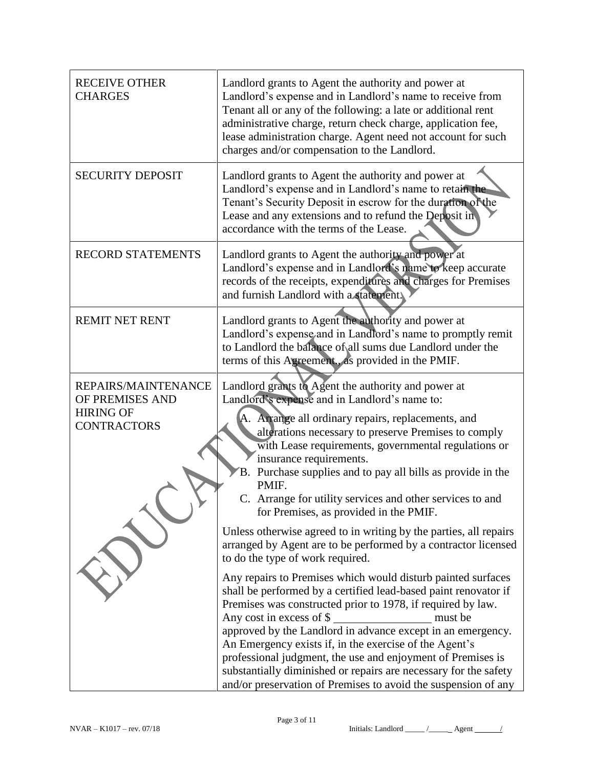| | |
|---|---|
| RECEIVE OTHER CHARGES | Landlord grants to Agent the authority and power at Landlord's expense and in Landlord's name to receive from Tenant all or any of the following: a late or additional rent administrative charge, return check charge, application fee, lease administration charge. Agent need not account for such charges and/or compensation to the Landlord. |
| SECURITY DEPOSIT | Landlord grants to Agent the authority and power at Landlord's expense and in Landlord's name to retain the Tenant's Security Deposit in escrow for the duration of the Lease and any extensions and to refund the Deposit in accordance with the terms of the Lease. |
| RECORD STATEMENTS | Landlord grants to Agent the authority and power at Landlord's expense and in Landlord's name to keep accurate records of the receipts, expenditures and charges for Premises and furnish Landlord with a statement. |
| REMIT NET RENT | Landlord grants to Agent the authority and power at Landlord's expense and in Landlord's name to promptly remit to Landlord the balance of all sums due Landlord under the terms of this Agreement., as provided in the PMIF. |
| REPAIRS/MAINTENANCE OF PREMISES AND HIRING OF CONTRACTORS | Landlord grants to Agent the authority and power at Landlord's expense and in Landlord's name to:<br>A. Arrange all ordinary repairs, replacements, and alterations necessary to preserve Premises to comply with Lease requirements, governmental regulations or insurance requirements.<br>B. Purchase supplies and to pay all bills as provide in the PMIF.<br>C. Arrange for utility services and other services to and for Premises, as provided in the PMIF.<br><br>Unless otherwise agreed to in writing by the parties, all repairs arranged by Agent are to be performed by a contractor licensed to do the type of work required.<br><br>Any repairs to Premises which would disturb painted surfaces shall be performed by a certified lead-based paint renovator if Premises was constructed prior to 1978, if required by law. Any cost in excess of $ ________________ must be approved by the Landlord in advance except in an emergency. An Emergency exists if, in the exercise of the Agent's professional judgment, the use and enjoyment of Premises is substantially diminished or repairs are necessary for the safety and/or preservation of Premises to avoid the suspension of any |

NVAR – K1017 – rev. 07/18

Initials: Landlord _____ /_____ Agent ______/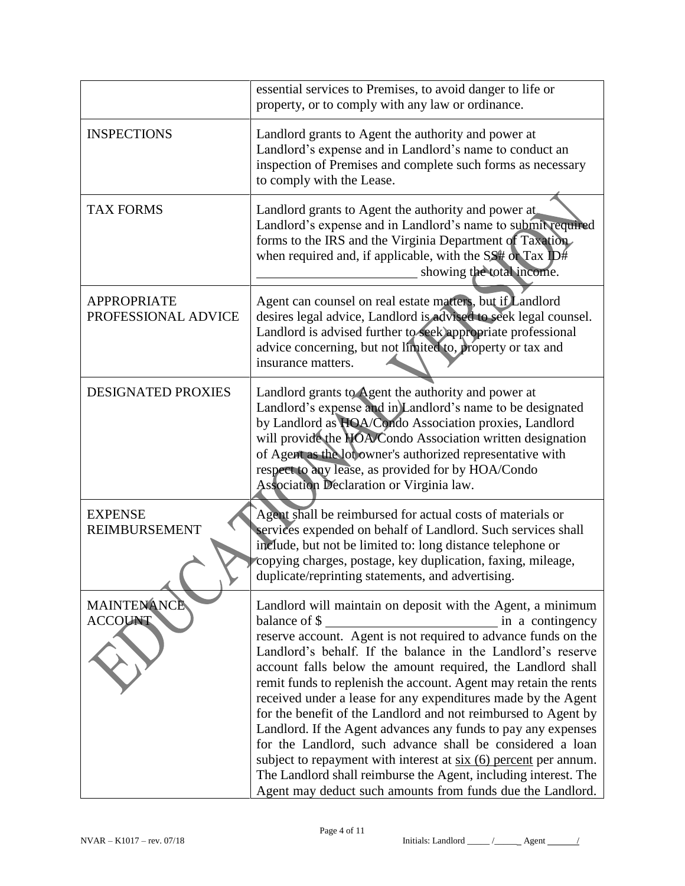| | |
|---|---|
| | essential services to Premises, to avoid danger to life or property, or to comply with any law or ordinance. |
| INSPECTIONS | Landlord grants to Agent the authority and power at Landlord's expense and in Landlord's name to conduct an inspection of Premises and complete such forms as necessary to comply with the Lease. |
| TAX FORMS | Landlord grants to Agent the authority and power at Landlord's expense and in Landlord's name to submit required forms to the IRS and the Virginia Department of Taxation when required and, if applicable, with the SS# or Tax ID# ________________________ showing the total income. |
| APPROPRIATE PROFESSIONAL ADVICE | Agent can counsel on real estate matters, but if Landlord desires legal advice, Landlord is advised to seek legal counsel. Landlord is advised further to seek appropriate professional advice concerning, but not limited to, property or tax and insurance matters. |
| DESIGNATED PROXIES | Landlord grants to Agent the authority and power at Landlord's expense and in Landlord's name to be designated by Landlord as HOA/Condo Association proxies, Landlord will provide the HOA/Condo Association written designation of Agent as the lot owner's authorized representative with respect to any lease, as provided for by HOA/Condo Association Declaration or Virginia law. |
| EXPENSE REIMBURSEMENT | Agent shall be reimbursed for actual costs of materials or services expended on behalf of Landlord. Such services shall include, but not be limited to: long distance telephone or copying charges, postage, key duplication, faxing, mileage, duplicate/reprinting statements, and advertising. |
| MAINTENANCE ACCOUNT | Landlord will maintain on deposit with the Agent, a minimum balance of $ __________________________ in a contingency reserve account. Agent is not required to advance funds on the Landlord's behalf. If the balance in the Landlord's reserve account falls below the amount required, the Landlord shall remit funds to replenish the account. Agent may retain the rents received under a lease for any expenditures made by the Agent for the benefit of the Landlord and not reimbursed to Agent by Landlord. If the Agent advances any funds to pay any expenses for the Landlord, such advance shall be considered a loan subject to repayment with interest at six (6) percent per annum. The Landlord shall reimburse the Agent, including interest. The Agent may deduct such amounts from funds due the Landlord. |

NVAR – K1017 – rev. 07/18

Initials: Landlord _____ /_____ Agent ______/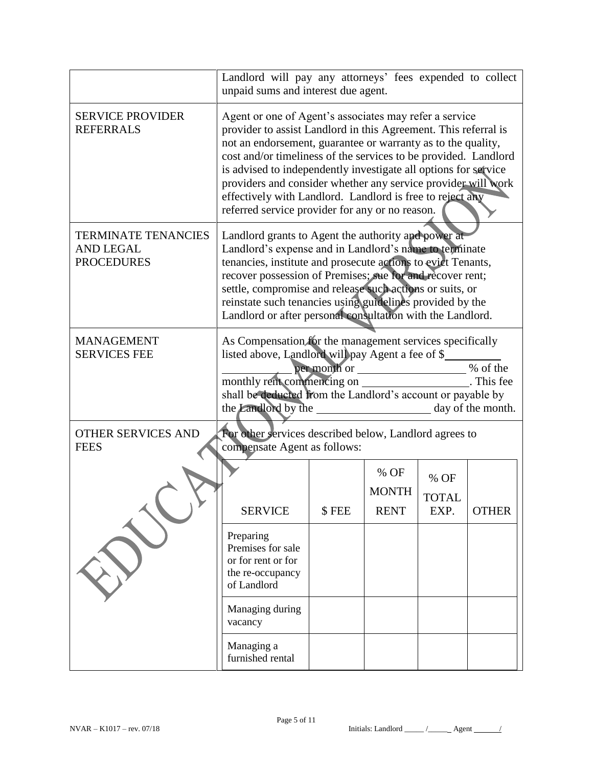| | |
|---|---|
| | Landlord will pay any attorneys' fees expended to collect unpaid sums and interest due agent. |
| SERVICE PROVIDER REFERRALS | Agent or one of Agent's associates may refer a service provider to assist Landlord in this Agreement. This referral is not an endorsement, guarantee or warranty as to the quality, cost and/or timeliness of the services to be provided. Landlord is advised to independently investigate all options for service providers and consider whether any service provider will work effectively with Landlord. Landlord is free to reject any referred service provider for any or no reason. |
| TERMINATE TENANCIES AND LEGAL PROCEDURES | Landlord grants to Agent the authority and power at Landlord's expense and in Landlord's name to terminate tenancies, institute and prosecute actions to evict Tenants, recover possession of Premises; sue for and recover rent; settle, compromise and release such actions or suits, or reinstate such tenancies using guidelines provided by the Landlord or after personal consultation with the Landlord. |
| MANAGEMENT SERVICES FEE | As Compensation for the management services specifically listed above, Landlord will pay Agent a fee of $\_\_\_\_\_\_\_\_\_\_ \_\_\_\_\_\_\_\_\_\_\_ per month or \_\_\_\_\_\_\_\_\_\_\_\_\_\_\_\_\_\_ % of the monthly rent commencing on \_\_\_\_\_\_\_\_\_\_\_\_\_\_\_\_\_\_. This fee shall be deducted from the Landlord's account or payable by the Landlord by the \_\_\_\_\_\_\_\_\_\_\_\_\_\_\_\_\_\_\_\_ day of the month. |
| OTHER SERVICES AND FEES | For other services described below, Landlord agrees to compensate Agent as follows: |

| SERVICE | $ FEE | % OF MONTH RENT | % OF TOTAL EXP. | OTHER |
|---|---|---|---|---|
| Preparing Premises for sale or for rent or for the re-occupancy of Landlord | | | | |
| Managing during vacancy | | | | |
| Managing a furnished rental | | | | |

NVAR – K1017 – rev. 07/18

Initials: Landlord \_\_\_\_\_ /\_\_\_\_\_ Agent \_\_\_\_\_\_/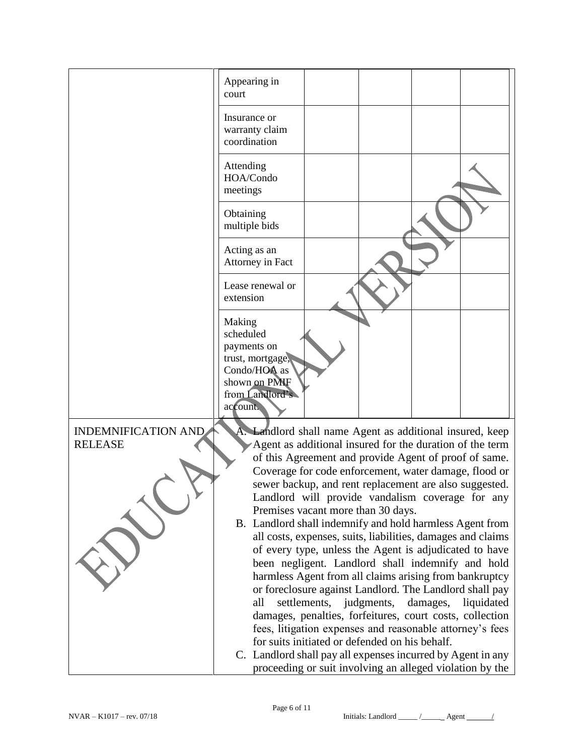| | | | | | |
|---|---|---|---|---|---|
| | Appearing in court | | | | |
| | Insurance or warranty claim coordination | | | | |
| | Attending HOA/Condo meetings | | | | |
| | Obtaining multiple bids | | | | |
| | Acting as an Attorney in Fact | | | | |
| | Lease renewal or extension | | | | |
| | Making scheduled payments on trust, mortgage, Condo/HOA as shown on PMIF from Landlord's account. | | | | |

**INDEMNIFICATION AND RELEASE**

A. Landlord shall name Agent as additional insured, keep Agent as additional insured for the duration of the term of this Agreement and provide Agent of proof of same. Coverage for code enforcement, water damage, flood or sewer backup, and rent replacement are also suggested. Landlord will provide vandalism coverage for any Premises vacant more than 30 days.

B. Landlord shall indemnify and hold harmless Agent from all costs, expenses, suits, liabilities, damages and claims of every type, unless the Agent is adjudicated to have been negligent. Landlord shall indemnify and hold harmless Agent from all claims arising from bankruptcy or foreclosure against Landlord. The Landlord shall pay all settlements, judgments, damages, liquidated damages, penalties, forfeitures, court costs, collection fees, litigation expenses and reasonable attorney's fees for suits initiated or defended on his behalf.

C. Landlord shall pay all expenses incurred by Agent in any proceeding or suit involving an alleged violation by the

NVAR – K1017 – rev. 07/18

Initials: Landlord _____ /_____ Agent _____/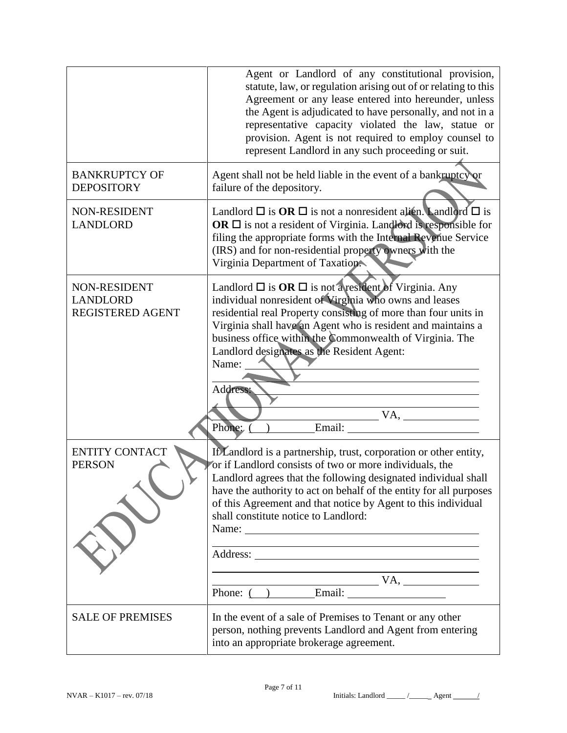| | |
|---|---|
| | Agent or Landlord of any constitutional provision, statute, law, or regulation arising out of or relating to this Agreement or any lease entered into hereunder, unless the Agent is adjudicated to have personally, and not in a representative capacity violated the law, statue or provision. Agent is not required to employ counsel to represent Landlord in any such proceeding or suit. |
| BANKRUPTCY OF DEPOSITORY | Agent shall not be held liable in the event of a bankruptcy or failure of the depository. |
| NON-RESIDENT LANDLORD | Landlord ☐ is **OR** ☐ is not a nonresident alien. Landlord ☐ is **OR** ☐ is not a resident of Virginia. Landlord is responsible for filing the appropriate forms with the Internal Revenue Service (IRS) and for non-residential property owners with the Virginia Department of Taxation. |
| NON-RESIDENT LANDLORD REGISTERED AGENT | Landlord ☐ is **OR** ☐ is not a resident of Virginia. Any individual nonresident of Virginia who owns and leases residential real Property consisting of more than four units in Virginia shall have an Agent who is resident and maintains a business office within the Commonwealth of Virginia. The Landlord designates as the Resident Agent:<br>Name: ______________________________<br>______________________________<br>Address: ______________________________<br>______________________________<br>______________________ VA, __________<br>Phone: ( ) ________ Email: ______________________ |
| ENTITY CONTACT PERSON | If Landlord is a partnership, trust, corporation or other entity, or if Landlord consists of two or more individuals, the Landlord agrees that the following designated individual shall have the authority to act on behalf of the entity for all purposes of this Agreement and that notice by Agent to this individual shall constitute notice to Landlord:<br>Name: ______________________________<br>______________________________<br>Address: ______________________________<br>______________________________<br>______________________ VA, __________<br>Phone: ( ) ________ Email: ______________________ |
| SALE OF PREMISES | In the event of a sale of Premises to Tenant or any other person, nothing prevents Landlord and Agent from entering into an appropriate brokerage agreement. |

NVAR – K1017 – rev. 07/18

Initials: Landlord _____ /_____ Agent ______/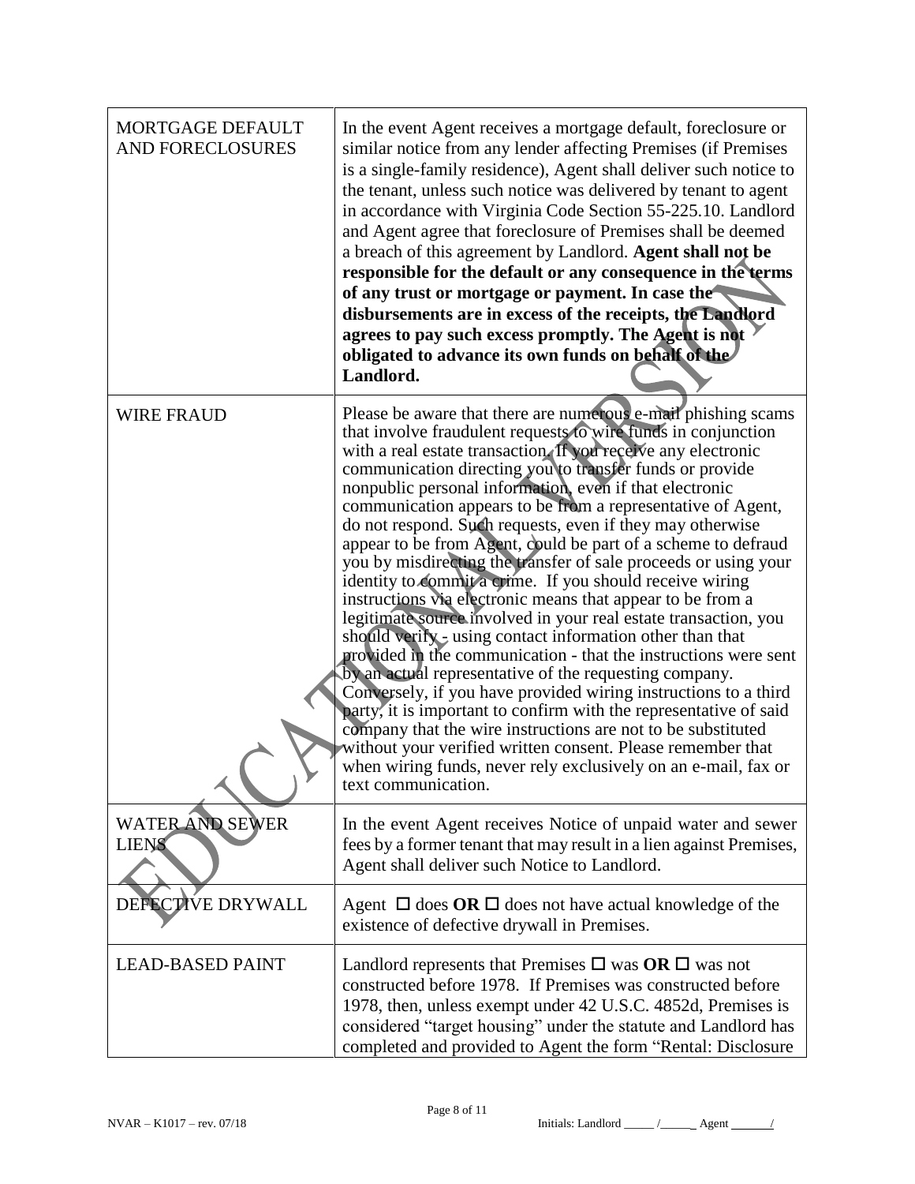| | |
|---|---|
| MORTGAGE DEFAULT AND FORECLOSURES | In the event Agent receives a mortgage default, foreclosure or similar notice from any lender affecting Premises (if Premises is a single-family residence), Agent shall deliver such notice to the tenant, unless such notice was delivered by tenant to agent in accordance with Virginia Code Section 55-225.10. Landlord and Agent agree that foreclosure of Premises shall be deemed a breach of this agreement by Landlord. **Agent shall not be responsible for the default or any consequence in the terms of any trust or mortgage or payment. In case the disbursements are in excess of the receipts, the Landlord agrees to pay such excess promptly. The Agent is not obligated to advance its own funds on behalf of the Landlord.** |
| WIRE FRAUD | Please be aware that there are numerous e-mail phishing scams that involve fraudulent requests to wire funds in conjunction with a real estate transaction. If you receive any electronic communication directing you to transfer funds or provide nonpublic personal information, even if that electronic communication appears to be from a representative of Agent, do not respond. Such requests, even if they may otherwise appear to be from Agent, could be part of a scheme to defraud you by misdirecting the transfer of sale proceeds or using your identity to commit a crime. If you should receive wiring instructions via electronic means that appear to be from a legitimate source involved in your real estate transaction, you should verify - using contact information other than that provided in the communication - that the instructions were sent by an actual representative of the requesting company. Conversely, if you have provided wiring instructions to a third party, it is important to confirm with the representative of said company that the wire instructions are not to be substituted without your verified written consent. Please remember that when wiring funds, never rely exclusively on an e-mail, fax or text communication. |
| WATER AND SEWER LIENS | In the event Agent receives Notice of unpaid water and sewer fees by a former tenant that may result in a lien against Premises, Agent shall deliver such Notice to Landlord. |
| DEFECTIVE DRYWALL | Agent ☐ does **OR** ☐ does not have actual knowledge of the existence of defective drywall in Premises. |
| LEAD-BASED PAINT | Landlord represents that Premises ☐ was **OR** ☐ was not constructed before 1978. If Premises was constructed before 1978, then, unless exempt under 42 U.S.C. 4852d, Premises is considered "target housing" under the statute and Landlord has completed and provided to Agent the form "Rental: Disclosure |

NVAR – K1017 – rev. 07/18 Initials: Landlord _____ /_____ Agent ______/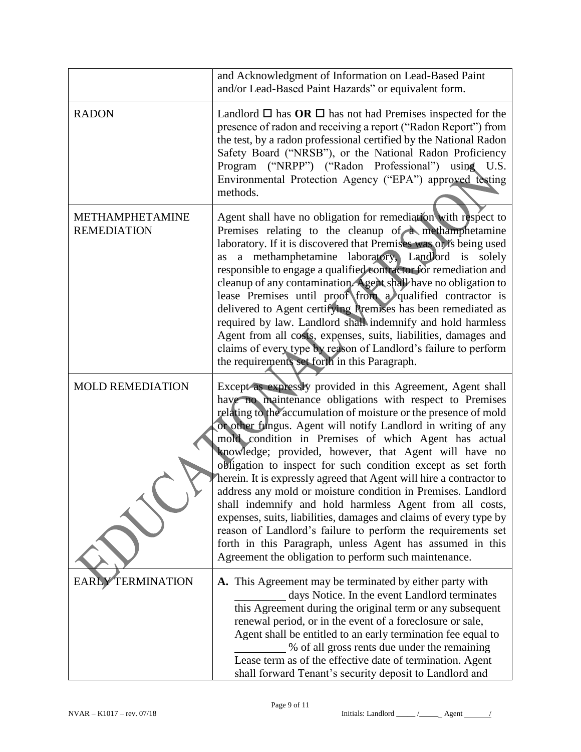| | |
|---|---|
| | and Acknowledgment of Information on Lead-Based Paint and/or Lead-Based Paint Hazards" or equivalent form. |
| RADON | Landlord ☐ has **OR** ☐ has not had Premises inspected for the presence of radon and receiving a report ("Radon Report") from the test, by a radon professional certified by the National Radon Safety Board ("NRSB"), or the National Radon Proficiency Program ("NRPP") ("Radon Professional") using U.S. Environmental Protection Agency ("EPA") approved testing methods. |
| METHAMPHETAMINE REMEDIATION | Agent shall have no obligation for remediation with respect to Premises relating to the cleanup of a methamphetamine laboratory. If it is discovered that Premises was or is being used as a methamphetamine laboratory, Landlord is solely responsible to engage a qualified contractor for remediation and cleanup of any contamination. Agent shall have no obligation to lease Premises until proof from a qualified contractor is delivered to Agent certifying Premises has been remediated as required by law. Landlord shall indemnify and hold harmless Agent from all costs, expenses, suits, liabilities, damages and claims of every type by reason of Landlord's failure to perform the requirements set forth in this Paragraph. |
| MOLD REMEDIATION | Except as expressly provided in this Agreement, Agent shall have no maintenance obligations with respect to Premises relating to the accumulation of moisture or the presence of mold or other fungus. Agent will notify Landlord in writing of any mold condition in Premises of which Agent has actual knowledge; provided, however, that Agent will have no obligation to inspect for such condition except as set forth herein. It is expressly agreed that Agent will hire a contractor to address any mold or moisture condition in Premises. Landlord shall indemnify and hold harmless Agent from all costs, expenses, suits, liabilities, damages and claims of every type by reason of Landlord's failure to perform the requirements set forth in this Paragraph, unless Agent has assumed in this Agreement the obligation to perform such maintenance. |
| EARLY TERMINATION | **A.** This Agreement may be terminated by either party with _________ days Notice. In the event Landlord terminates this Agreement during the original term or any subsequent renewal period, or in the event of a foreclosure or sale, Agent shall be entitled to an early termination fee equal to _________ % of all gross rents due under the remaining Lease term as of the effective date of termination. Agent shall forward Tenant's security deposit to Landlord and |

NVAR – K1017 – rev. 07/18 Initials: Landlord _____ /_____ Agent ______/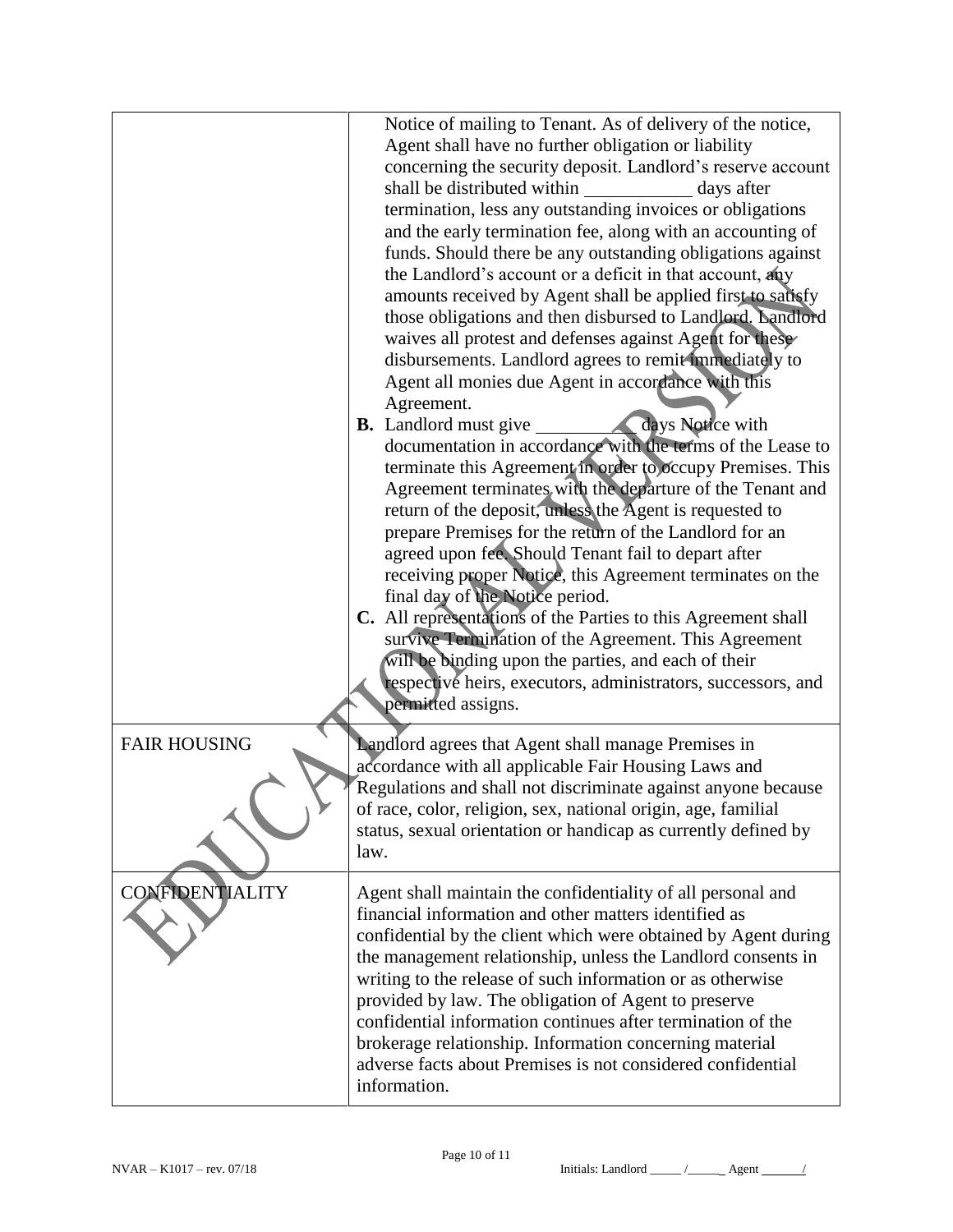| | |
|---|---|
| | Notice of mailing to Tenant. As of delivery of the notice, Agent shall have no further obligation or liability concerning the security deposit. Landlord's reserve account shall be distributed within ___________ days after termination, less any outstanding invoices or obligations and the early termination fee, along with an accounting of funds. Should there be any outstanding obligations against the Landlord's account or a deficit in that account, any amounts received by Agent shall be applied first to satisfy those obligations and then disbursed to Landlord. Landlord waives all protest and defenses against Agent for these disbursements. Landlord agrees to remit immediately to Agent all monies due Agent in accordance with this Agreement.<br>**B.** Landlord must give __________ days Notice with documentation in accordance with the terms of the Lease to terminate this Agreement in order to occupy Premises. This Agreement terminates with the departure of the Tenant and return of the deposit, unless the Agent is requested to prepare Premises for the return of the Landlord for an agreed upon fee. Should Tenant fail to depart after receiving proper Notice, this Agreement terminates on the final day of the Notice period.<br>**C.** All representations of the Parties to this Agreement shall survive Termination of the Agreement. This Agreement will be binding upon the parties, and each of their respective heirs, executors, administrators, successors, and permitted assigns. |
| FAIR HOUSING | Landlord agrees that Agent shall manage Premises in accordance with all applicable Fair Housing Laws and Regulations and shall not discriminate against anyone because of race, color, religion, sex, national origin, age, familial status, sexual orientation or handicap as currently defined by law. |
| CONFIDENTIALITY | Agent shall maintain the confidentiality of all personal and financial information and other matters identified as confidential by the client which were obtained by Agent during the management relationship, unless the Landlord consents in writing to the release of such information or as otherwise provided by law. The obligation of Agent to preserve confidential information continues after termination of the brokerage relationship. Information concerning material adverse facts about Premises is not considered confidential information. |

NVAR – K1017 – rev. 07/18 Initials: Landlord _____ /_____ Agent ______/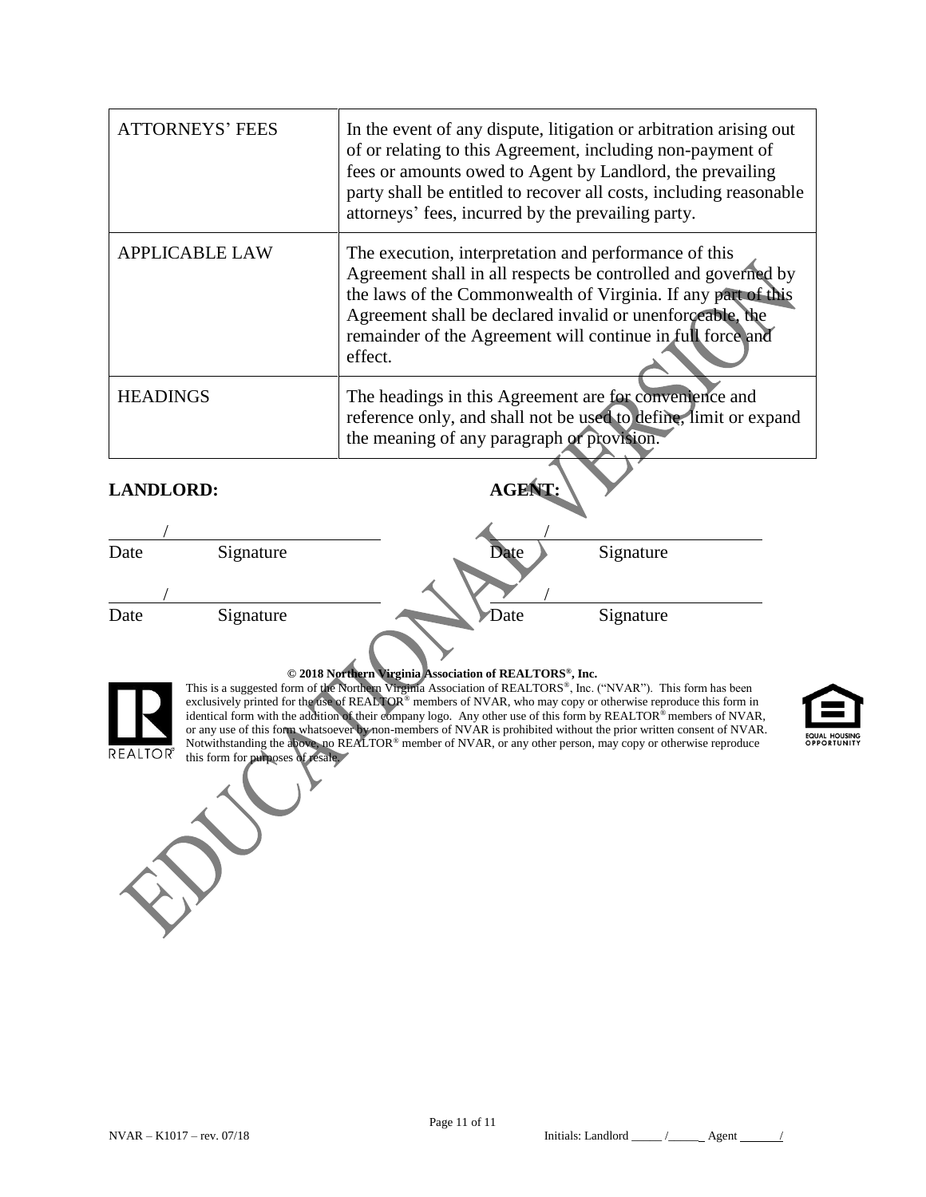| | |
|---|---|
| ATTORNEYS' FEES | In the event of any dispute, litigation or arbitration arising out of or relating to this Agreement, including non-payment of fees or amounts owed to Agent by Landlord, the prevailing party shall be entitled to recover all costs, including reasonable attorneys' fees, incurred by the prevailing party. |
| APPLICABLE LAW | The execution, interpretation and performance of this Agreement shall in all respects be controlled and governed by the laws of the Commonwealth of Virginia. If any part of this Agreement shall be declared invalid or unenforceable, the remainder of the Agreement will continue in full force and effect. |
| HEADINGS | The headings in this Agreement are for convenience and reference only, and shall not be used to define, limit or expand the meaning of any paragraph or provision. |

**LANDLORD:** **AGENT:**

_____/____________________ _____/____________________
Date Signature Date Signature

_____/____________________ _____/____________________
Date Signature Date Signature

**© 2018 Northern Virginia Association of REALTORS®, Inc.**

This is a suggested form of the Northern Virginia Association of REALTORS®, Inc. ("NVAR"). This form has been exclusively printed for the use of REALTOR® members of NVAR, who may copy or otherwise reproduce this form in identical form with the addition of their company logo. Any other use of this form by REALTOR® members of NVAR, or any use of this form whatsoever by non-members of NVAR is prohibited without the prior written consent of NVAR. Notwithstanding the above, no REALTOR® member of NVAR, or any other person, may copy or otherwise reproduce this form for purposes of resale.

NVAR – K1017 – rev. 07/18

Initials: Landlord _____ /_____ Agent _____/